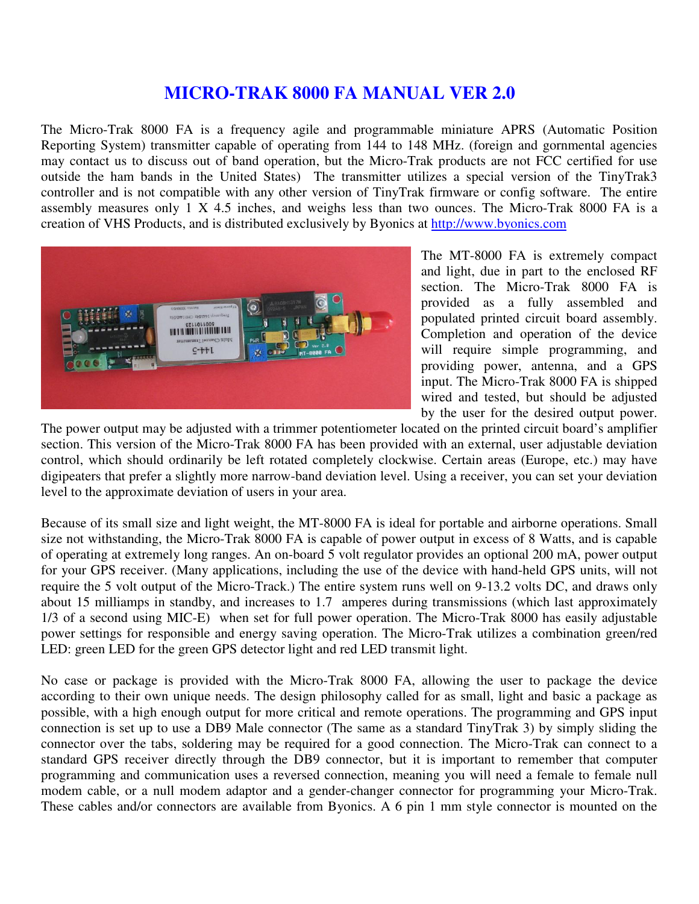# MICRO-TRAK 8000 FA MANUAL VER 2.0

The Micro-Trak 8000 FA is a frequency agile and programmable miniature APRS (Automatic Position Reporting System) transmitter capable of operating from 144 to 148 MHz. (foreign and gornmental agencies may contact us to discuss out of band operation, but the Micro-Trak products are not FCC certified for use outside the ham bands in the United States) The transmitter utilizes a special version of the TinyTrak3 controller and is not compatible with any other version of TinyTrak firmware or config software. The entire assembly measures only 1 X 4.5 inches, and weighs less than two ounces. The Micro-Trak 8000 FA is a creation of VHS Products, and is distributed exclusively by Byonics at http://www.byonics.com

The MT-8000 FA is extremely compact and light, due in part to the enclosed RF section. The Micro-Trak 8000 FA is provided as a fully assembled and populated printed circuit board assembly. Completion and operation of the device will require simple programming, and providing power, antenna, and a GPS input. The Micro-Trak 8000 FA is shipped wired and tested, but should be adjusted by the user for the desired output power. The power output may be adjusted with a trimmer potentiometer located on the printed circuit board's amplifier section. This version of the Micro-Trak 8000 FA has been provided with an external, user adjustable deviation control, which should ordinarily be left rotated completely clockwise. Certain areas (Europe, etc.) may have digipeaters that prefer a slightly more narrow-band deviation level. Using a receiver, you can set your deviation level to the approximate deviation of users in your area.

Because of its small size and light weight, the MT-8000 FA is ideal for portable and airborne operations. Small size not withstanding, the Micro-Trak 8000 FA is capable of power output in excess of 8 Watts, and is capable of operating at extremely long ranges. An on-board 5 volt regulator provides an optional 200 mA, power output for your GPS receiver. (Many applications, including the use of the device with hand-held GPS units, will not require the 5 volt output of the Micro-Track.) The entire system runs well on 9-13.2 volts DC, and draws only about 15 milliamps in standby, and increases to 1.7 amperes during transmissions (which last approximately 1/3 of a second using MIC-E) when set for full power operation. The Micro-Trak 8000 has easily adjustable power settings for responsible and energy saving operation. The Micro-Trak utilizes a combination green/red LED: green LED for the green GPS detector light and red LED transmit light.

No case or package is provided with the Micro-Trak 8000 FA, allowing the user to package the device according to their own unique needs. The design philosophy called for as small, light and basic a package as possible, with a high enough output for more critical and remote operations. The programming and GPS input connection is set up to use a DB9 Male connector (The same as a standard TinyTrak 3) by simply sliding the connector over the tabs, soldering may be required for a good connection. The Micro-Trak can connect to a standard GPS receiver directly through the DB9 connector, but it is important to remember that computer programming and communication uses a reversed connection, meaning you will need a female to female null modem cable, or a null modem adaptor and a gender-changer connector for programming your Micro-Trak. These cables and/or connectors are available from Byonics. A 6 pin 1 mm style connector is mounted on the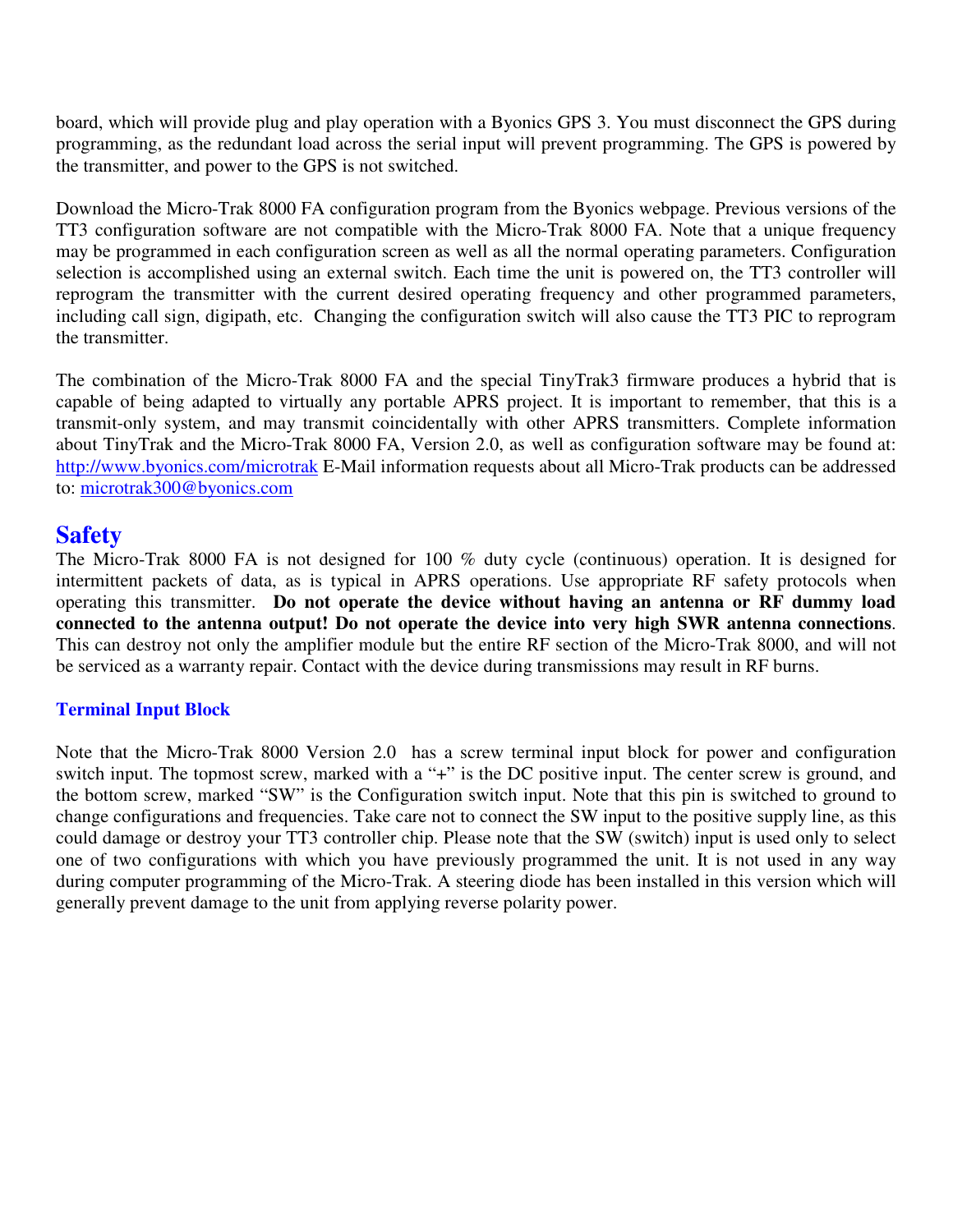board, which will provide plug and play operation with a Byonics GPS 3. You must disconnect the GPS during programming, as the redundant load across the serial input will prevent programming. The GPS is powered by the transmitter, and power to the GPS is not switched.

Download the Micro-Trak 8000 FA configuration program from the Byonics webpage. Previous versions of the TT3 configuration software are not compatible with the Micro-Trak 8000 FA. Note that a unique frequency may be programmed in each configuration screen as well as all the normal operating parameters. Configuration selection is accomplished using an external switch. Each time the unit is powered on, the TT3 controller will reprogram the transmitter with the current desired operating frequency and other programmed parameters, including call sign, digipath, etc. Changing the configuration switch will also cause the TT3 PIC to reprogram the transmitter.

The combination of the Micro-Trak 8000 FA and the special TinyTrak3 firmware produces a hybrid that is capable of being adapted to virtually any portable APRS project. It is important to remember, that this is a transmit-only system, and may transmit coincidentally with other APRS transmitters. Complete information about TinyTrak and the Micro-Trak 8000 FA, Version 2.0, as well as configuration software may be found at: [http://www.byonics.com/microtrak](http://www.byonics.com/microtrak) E-Mail information requests about all Micro-Trak products can be addressed to: [microtrak300@byonics.com](mailto:microtrak300@byonics.com)

## Safety

The Micro-Trak 8000 FA is not designed for 100 % duty cycle (continuous) operation. It is designed for intermittent packets of data, as is typical in APRS operations. Use appropriate RF safety protocols when operating this transmitter. **Do not operate the device without having an antenna or RF dummy load connected to the antenna output! Do not operate the device into very high SWR antenna connections**. This can destroy not only the amplifier module but the entire RF section of the Micro-Trak 8000, and will not be serviced as a warranty repair. Contact with the device during transmissions may result in RF burns.

### Terminal Input Block

Note that the Micro-Trak 8000 Version 2.0 has a screw terminal input block for power and configuration switch input. The topmost screw, marked with a "+" is the DC positive input. The center screw is ground, and the bottom screw, marked "SW" is the Configuration switch input. Note that this pin is switched to ground to change configurations and frequencies. Take care not to connect the SW input to the positive supply line, as this could damage or destroy your TT3 controller chip. Please note that the SW (switch) input is used only to select one of two configurations with which you have previously programmed the unit. It is not used in any way during computer programming of the Micro-Trak. A steering diode has been installed in this version which will generally prevent damage to the unit from applying reverse polarity power.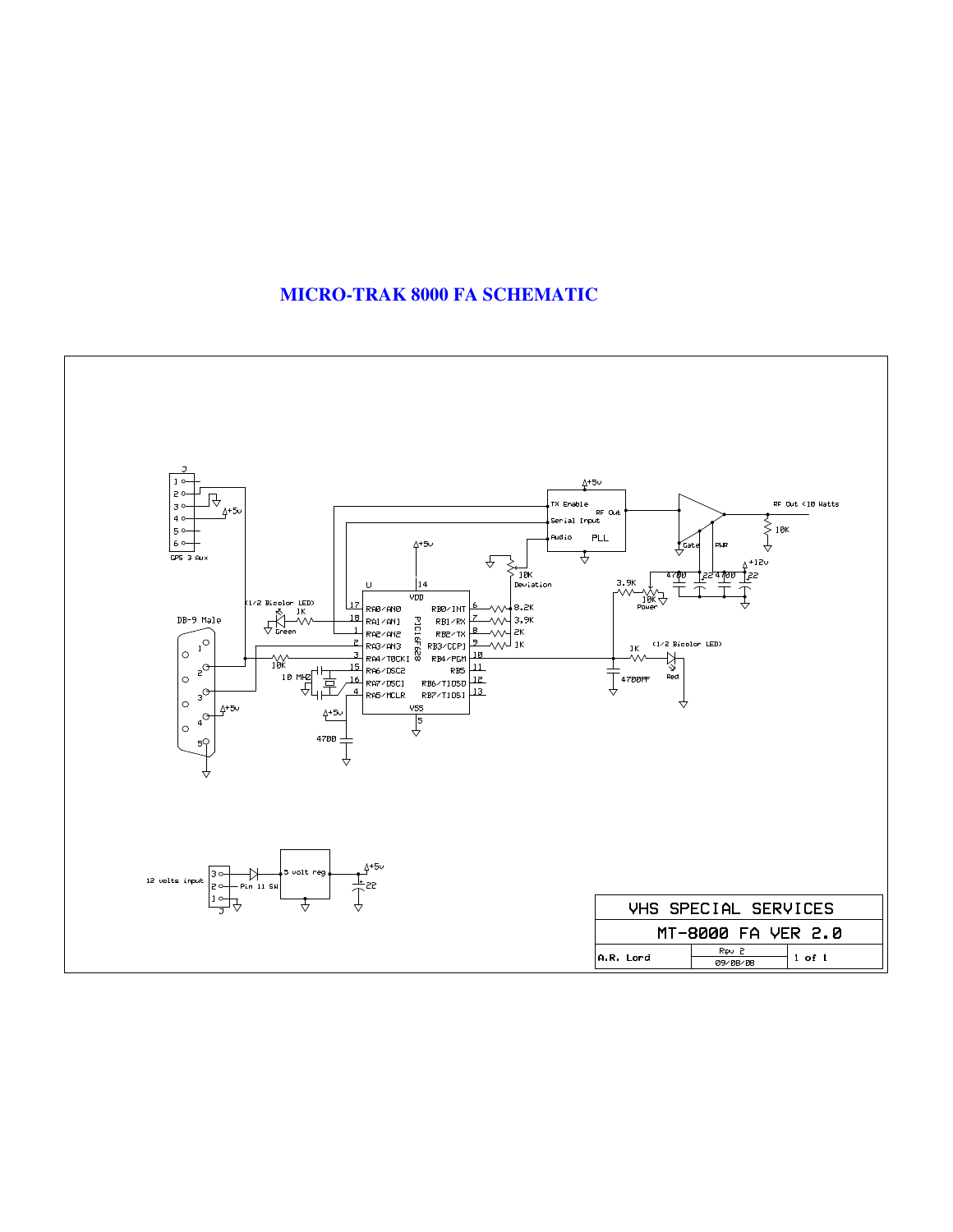# MICRO-TRAK 8000 FA SCHEMATIC

J
1
2
3
4 +5v
5
6
GPS 3 Aux

DB-9 Male
1
2
3
4 +5v
5

(1/2 Bicolor LED)
Green
1K

10K

10 MHZ

+5v
4700

+5v
14
VDD
U
PIC16F628

17 RA0/AN0
18 RA1/AN1
1 RA2/AN2
2 RA3/AN3
3 RA4/T0CKI
15 RA6/OSC2
16 RA7/OSC1
4 RA5/MCLR

RB0/INT 6
RB1/RX 7
RB2/TX 8
RB3/CCP1 9
RB4/PGM 10
RB5 11
RB6/T1OSO 12
RB7/T1OSI 13

VSS
5

8.2K
3.9K
2K
1K

10K
Deviation

+5v
TX Enable
Serial Input
Audio
RF Out
PLL

Gate
PWR

RF Out <10 Watts
10K

3.9K
10K
Power

4700
22
4700
22
+12v

1K
(1/2 Bicolor LED)
Red
4700PF

12 volts input
J
3
2 Pin 11 SW
1
5 volt reg
+5v
22

| VHS SPECIAL SERVICES | | |
|---|---|---|
| MT-8000 FA VER 2.0 | | |
| A.R. Lord | Rev 2<br>09/08/08 | 1 of 1 |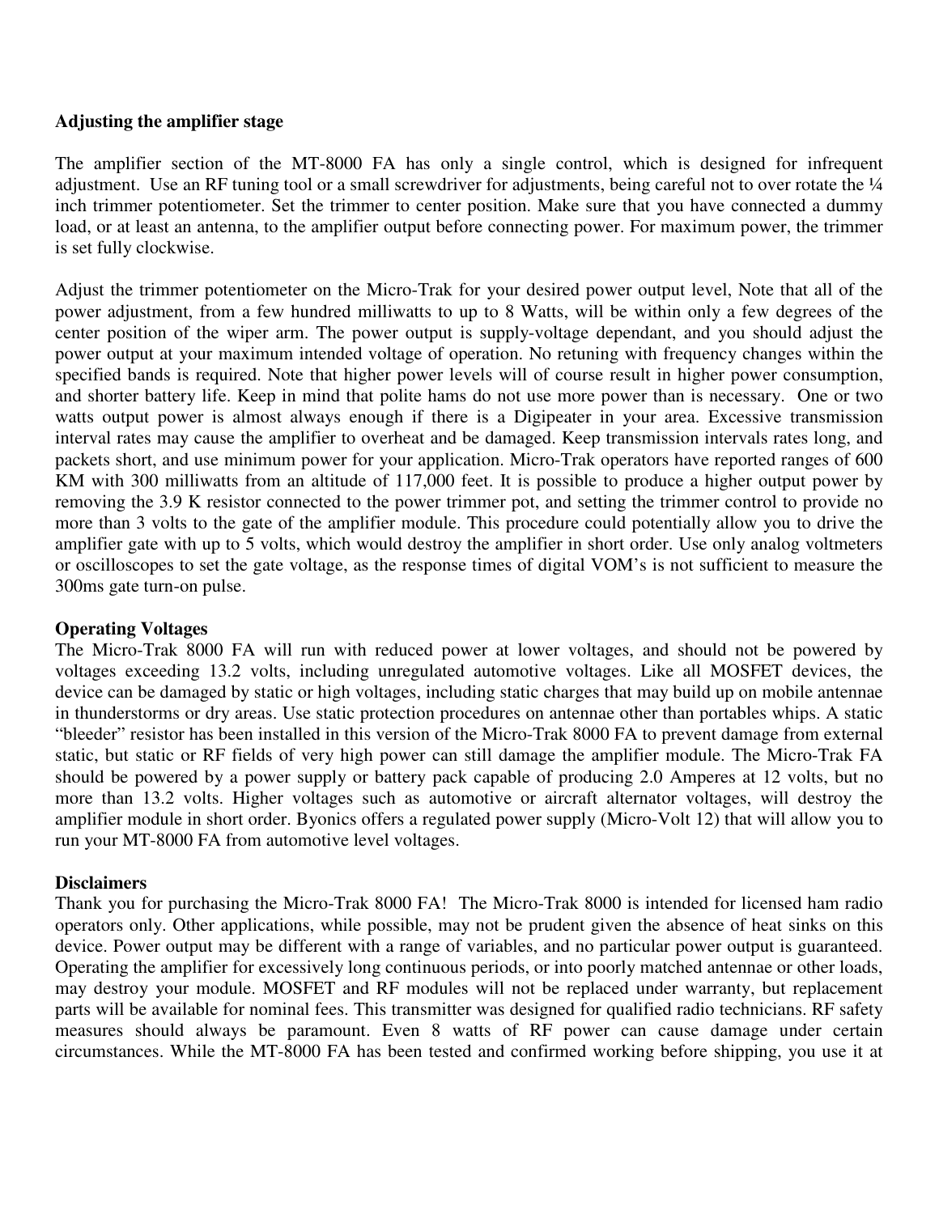**Adjusting the amplifier stage**

The amplifier section of the MT-8000 FA has only a single control, which is designed for infrequent adjustment. Use an RF tuning tool or a small screwdriver for adjustments, being careful not to over rotate the ¼ inch trimmer potentiometer. Set the trimmer to center position. Make sure that you have connected a dummy load, or at least an antenna, to the amplifier output before connecting power. For maximum power, the trimmer is set fully clockwise.

Adjust the trimmer potentiometer on the Micro-Trak for your desired power output level, Note that all of the power adjustment, from a few hundred milliwatts to up to 8 Watts, will be within only a few degrees of the center position of the wiper arm. The power output is supply-voltage dependant, and you should adjust the power output at your maximum intended voltage of operation. No retuning with frequency changes within the specified bands is required. Note that higher power levels will of course result in higher power consumption, and shorter battery life. Keep in mind that polite hams do not use more power than is necessary. One or two watts output power is almost always enough if there is a Digipeater in your area. Excessive transmission interval rates may cause the amplifier to overheat and be damaged. Keep transmission intervals rates long, and packets short, and use minimum power for your application. Micro-Trak operators have reported ranges of 600 KM with 300 milliwatts from an altitude of 117,000 feet. It is possible to produce a higher output power by removing the 3.9 K resistor connected to the power trimmer pot, and setting the trimmer control to provide no more than 3 volts to the gate of the amplifier module. This procedure could potentially allow you to drive the amplifier gate with up to 5 volts, which would destroy the amplifier in short order. Use only analog voltmeters or oscilloscopes to set the gate voltage, as the response times of digital VOM's is not sufficient to measure the 300ms gate turn-on pulse.

**Operating Voltages**

The Micro-Trak 8000 FA will run with reduced power at lower voltages, and should not be powered by voltages exceeding 13.2 volts, including unregulated automotive voltages. Like all MOSFET devices, the device can be damaged by static or high voltages, including static charges that may build up on mobile antennae in thunderstorms or dry areas. Use static protection procedures on antennae other than portables whips. A static "bleeder" resistor has been installed in this version of the Micro-Trak 8000 FA to prevent damage from external static, but static or RF fields of very high power can still damage the amplifier module. The Micro-Trak FA should be powered by a power supply or battery pack capable of producing 2.0 Amperes at 12 volts, but no more than 13.2 volts. Higher voltages such as automotive or aircraft alternator voltages, will destroy the amplifier module in short order. Byonics offers a regulated power supply (Micro-Volt 12) that will allow you to run your MT-8000 FA from automotive level voltages.

**Disclaimers**

Thank you for purchasing the Micro-Trak 8000 FA! The Micro-Trak 8000 is intended for licensed ham radio operators only. Other applications, while possible, may not be prudent given the absence of heat sinks on this device. Power output may be different with a range of variables, and no particular power output is guaranteed. Operating the amplifier for excessively long continuous periods, or into poorly matched antennae or other loads, may destroy your module. MOSFET and RF modules will not be replaced under warranty, but replacement parts will be available for nominal fees. This transmitter was designed for qualified radio technicians. RF safety measures should always be paramount. Even 8 watts of RF power can cause damage under certain circumstances. While the MT-8000 FA has been tested and confirmed working before shipping, you use it at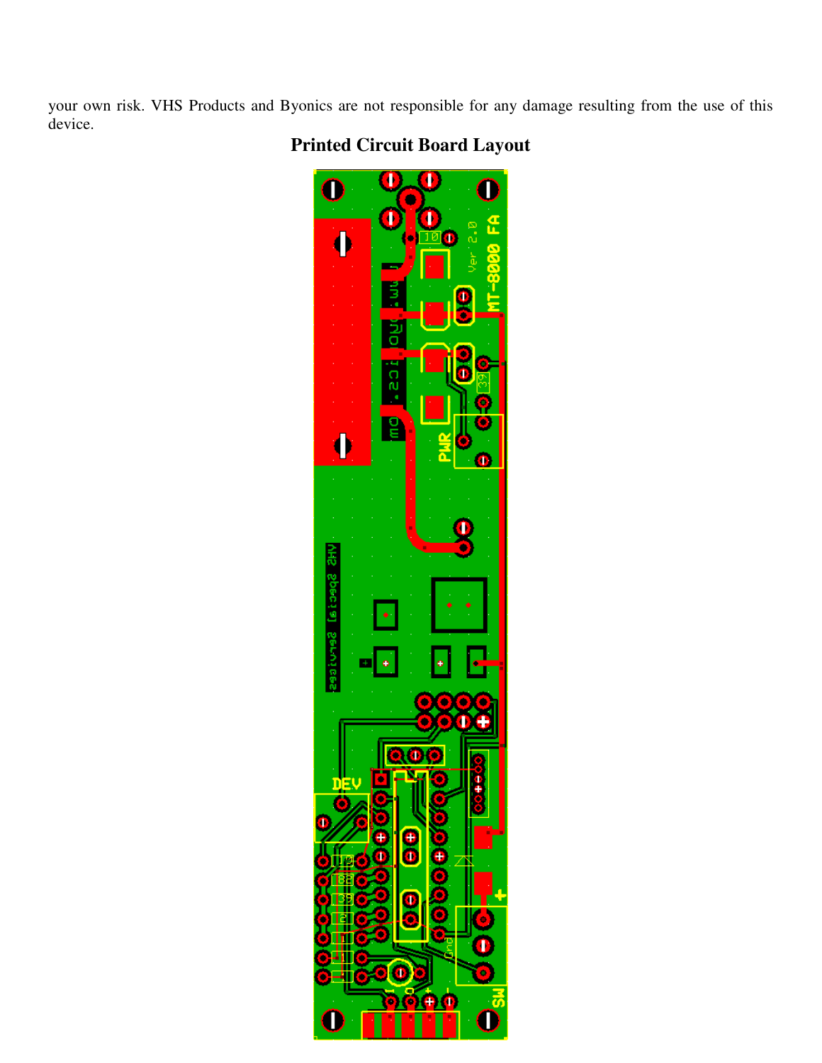your own risk. VHS Products and Byonics are not responsible for any damage resulting from the use of this device.

## Printed Circuit Board Layout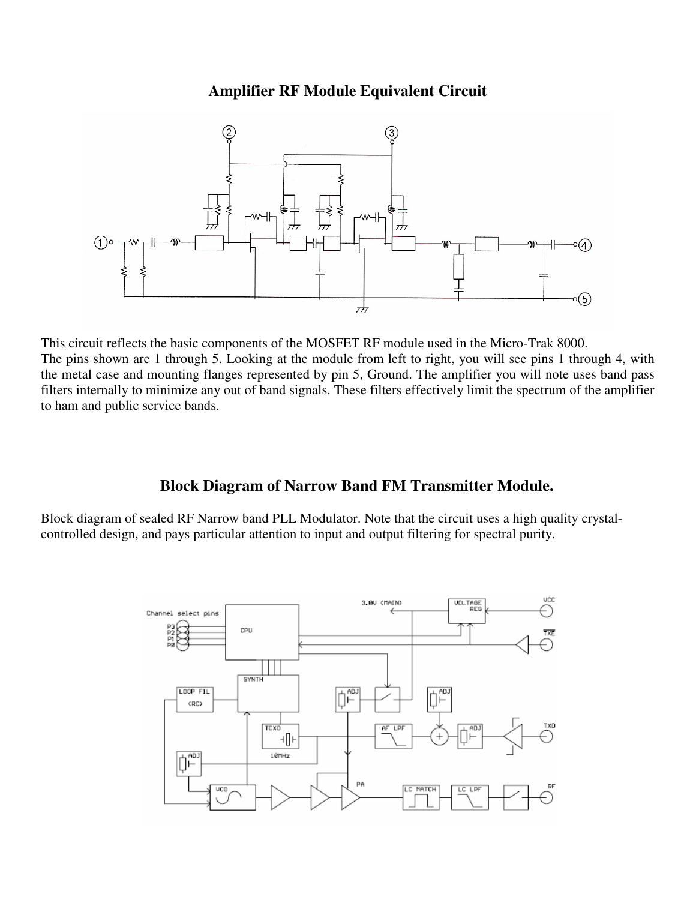## Amplifier RF Module Equivalent Circuit

This circuit reflects the basic components of the MOSFET RF module used in the Micro-Trak 8000.
The pins shown are 1 through 5. Looking at the module from left to right, you will see pins 1 through 4, with the metal case and mounting flanges represented by pin 5, Ground. The amplifier you will note uses band pass filters internally to minimize any out of band signals. These filters effectively limit the spectrum of the amplifier to ham and public service bands.

## Block Diagram of Narrow Band FM Transmitter Module.

Block diagram of sealed RF Narrow band PLL Modulator. Note that the circuit uses a high quality crystal-controlled design, and pays particular attention to input and output filtering for spectral purity.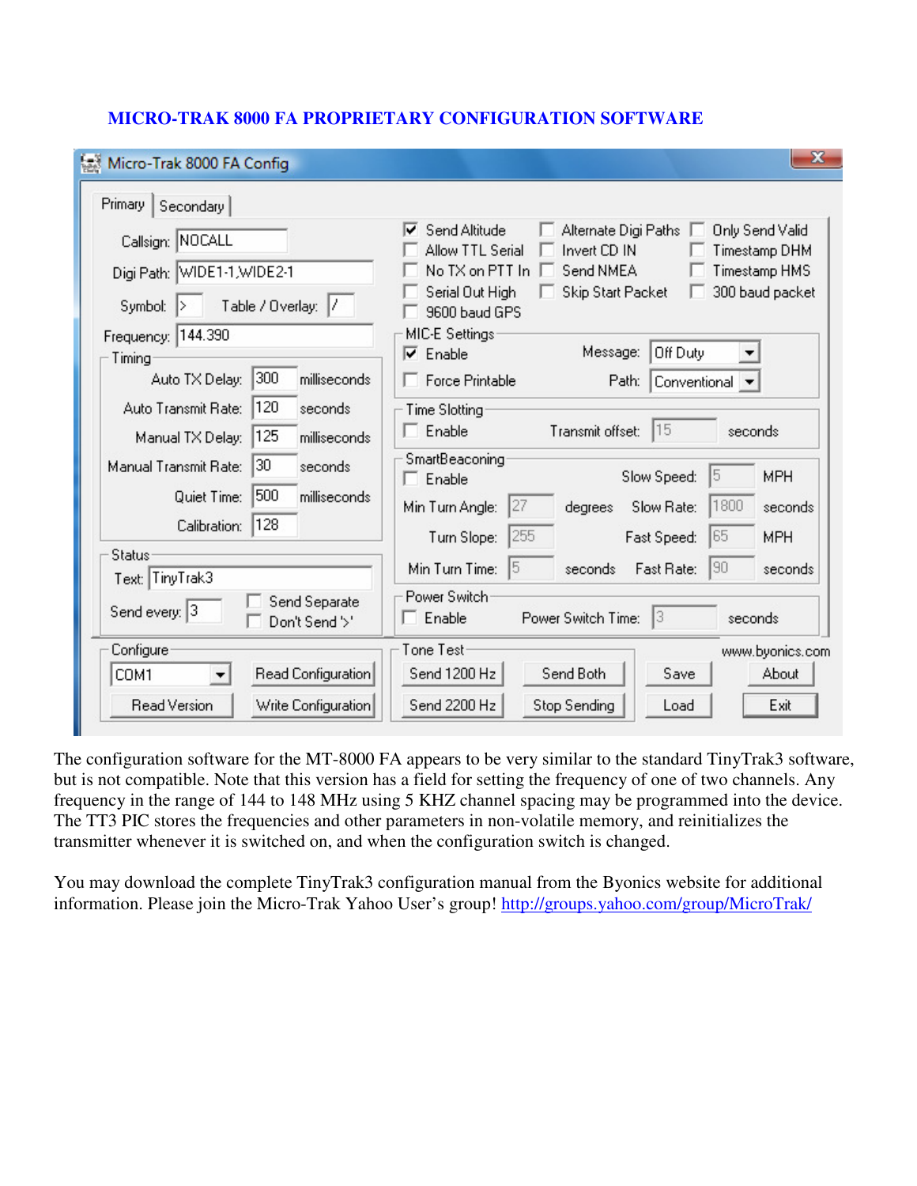## MICRO-TRAK 8000 FA PROPRIETARY CONFIGURATION SOFTWARE

The configuration software for the MT-8000 FA appears to be very similar to the standard TinyTrak3 software, but is not compatible. Note that this version has a field for setting the frequency of one of two channels. Any frequency in the range of 144 to 148 MHz using 5 KHZ channel spacing may be programmed into the device. The TT3 PIC stores the frequencies and other parameters in non-volatile memory, and reinitializes the transmitter whenever it is switched on, and when the configuration switch is changed.

You may download the complete TinyTrak3 configuration manual from the Byonics website for additional information. Please join the Micro-Trak Yahoo User's group! [http://groups.yahoo.com/group/MicroTrak/](http://groups.yahoo.com/group/MicroTrak/)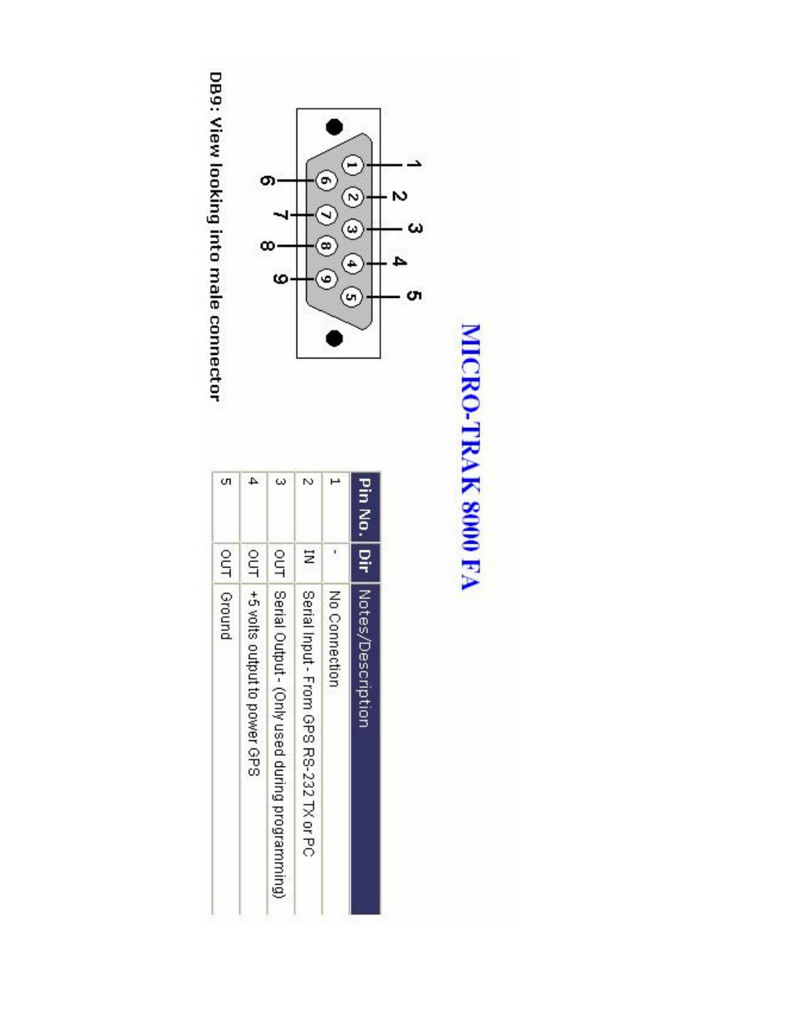# MICRO-TRAK 8000 FA

DB9: View looking into male connector

| Pin No. | Dir | Notes/Description |
|---|---|---|
| 1 | - | No Connection |
| 2 | IN | Serial Input - From GPS RS-232 TX or PC |
| 3 | OUT | Serial Output - (Only used during programming) |
| 4 | OUT | +5 volts output to power GPS |
| 5 | OUT | Ground |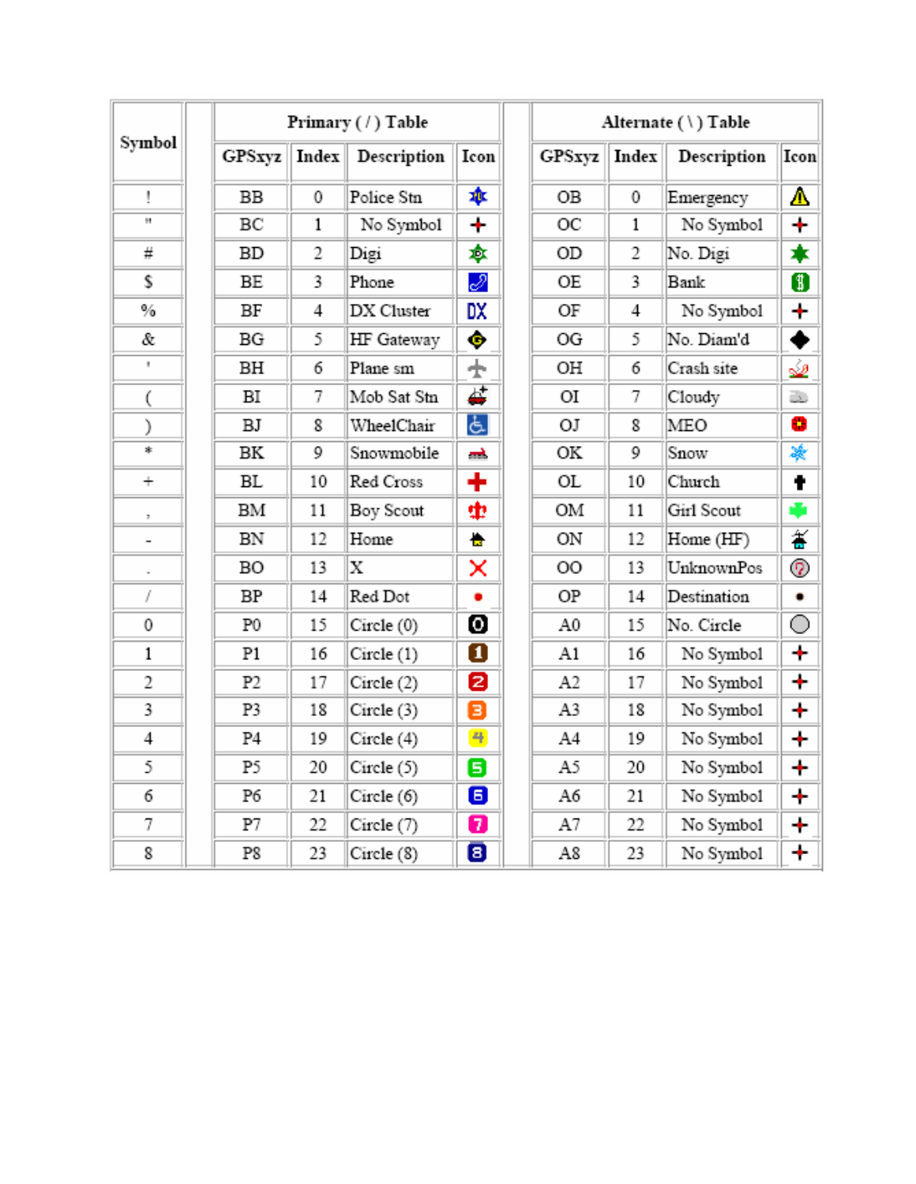| Symbol | Primary ( / ) Table | | | | Alternate ( \ ) Table | | | |
|---|---|---|---|---|---|---|---|---|
| | GPSxyz | Index | Description | Icon | GPSxyz | Index | Description | Icon |
| ! | BB | 0 | Police Stn | | OB | 0 | Emergency | |
| " | BC | 1 | No Symbol | | OC | 1 | No Symbol | |
| # | BD | 2 | Digi | | OD | 2 | No. Digi | |
| $ | BE | 3 | Phone | | OE | 3 | Bank | |
| % | BF | 4 | DX Cluster | | OF | 4 | No Symbol | |
| & | BG | 5 | HF Gateway | | OG | 5 | No. Diam'd | |
| ' | BH | 6 | Plane sm | | OH | 6 | Crash site | |
| ( | BI | 7 | Mob Sat Stn | | OI | 7 | Cloudy | |
| ) | BJ | 8 | WheelChair | | OJ | 8 | MEO | |
| * | BK | 9 | Snowmobile | | OK | 9 | Snow | |
| + | BL | 10 | Red Cross | | OL | 10 | Church | |
| , | BM | 11 | Boy Scout | | OM | 11 | Girl Scout | |
| - | BN | 12 | Home | | ON | 12 | Home (HF) | |
| . | BO | 13 | X | | OO | 13 | UnknownPos | |
| / | BP | 14 | Red Dot | | OP | 14 | Destination | |
| 0 | P0 | 15 | Circle (0) | | A0 | 15 | No. Circle | |
| 1 | P1 | 16 | Circle (1) | | A1 | 16 | No Symbol | |
| 2 | P2 | 17 | Circle (2) | | A2 | 17 | No Symbol | |
| 3 | P3 | 18 | Circle (3) | | A3 | 18 | No Symbol | |
| 4 | P4 | 19 | Circle (4) | | A4 | 19 | No Symbol | |
| 5 | P5 | 20 | Circle (5) | | A5 | 20 | No Symbol | |
| 6 | P6 | 21 | Circle (6) | | A6 | 21 | No Symbol | |
| 7 | P7 | 22 | Circle (7) | | A7 | 22 | No Symbol | |
| 8 | P8 | 23 | Circle (8) | | A8 | 23 | No Symbol | |